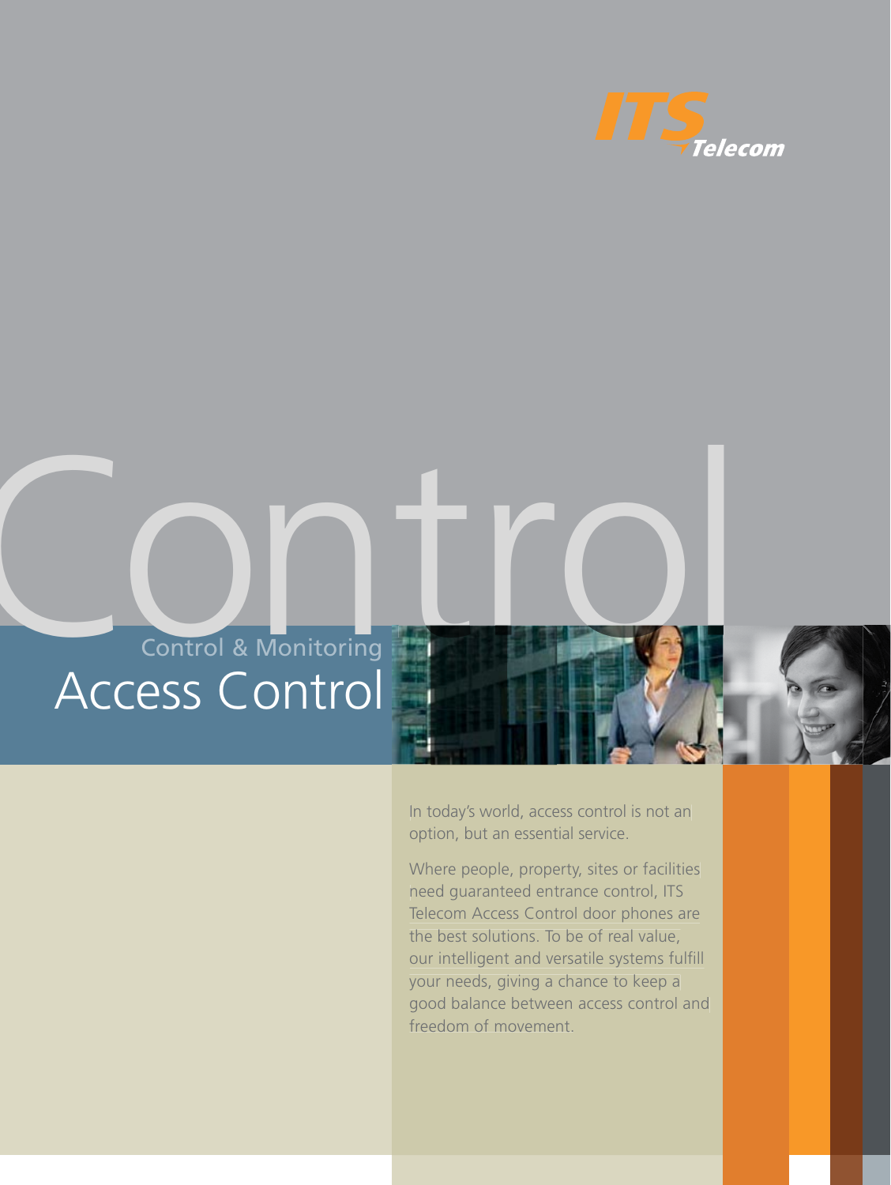ITS Telecom

Control

Control & Monitoring

# Access Control

In today's world, access control is not an option, but an essential service.

Where people, property, sites or facilities need guaranteed entrance control, ITS Telecom Access Control door phones are the best solutions. To be of real value, our intelligent and versatile systems fulfill your needs, giving a chance to keep a good balance between access control and freedom of movement.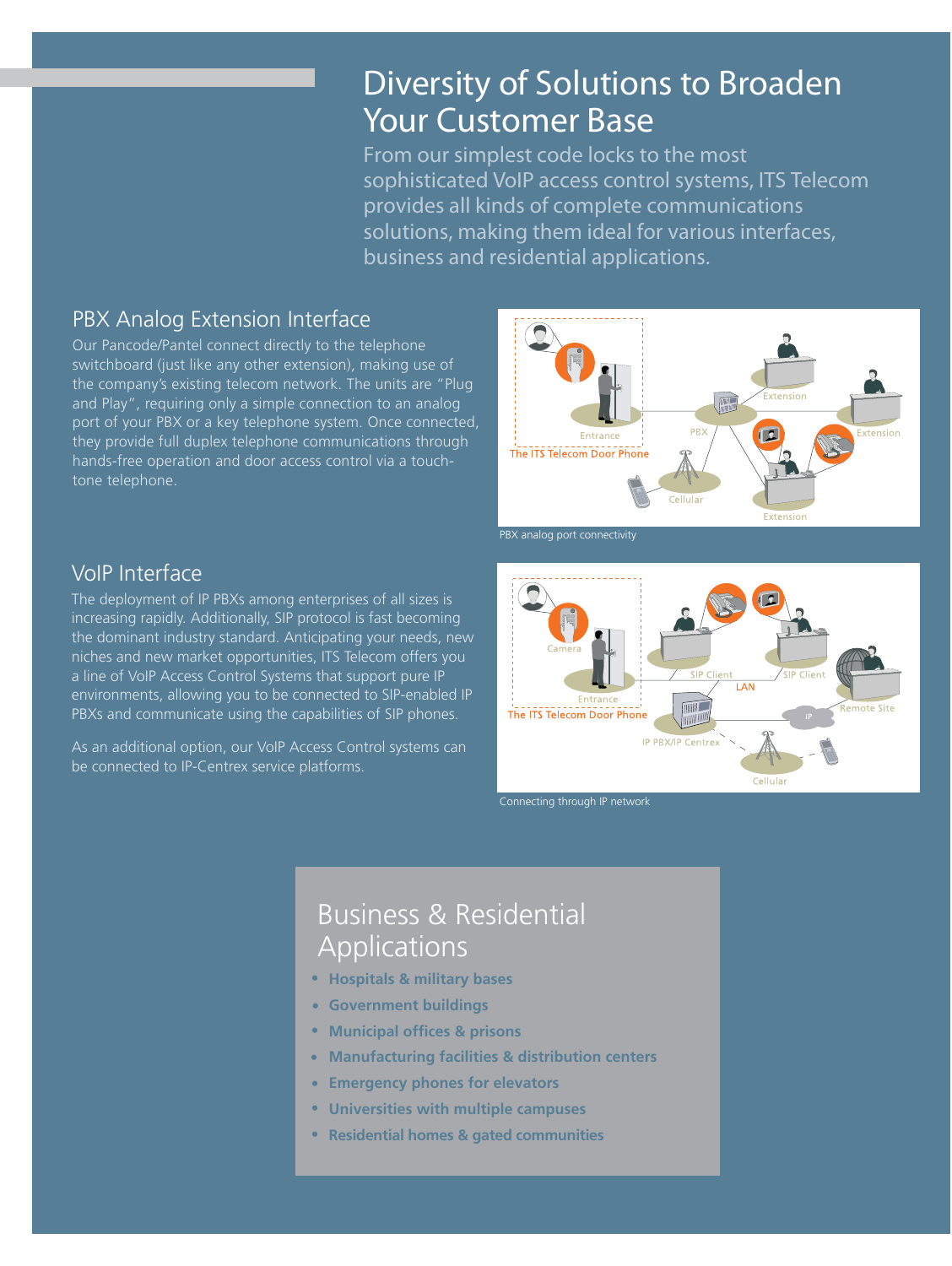# Diversity of Solutions to Broaden Your Customer Base

From our simplest code locks to the most sophisticated VoIP access control systems, ITS Telecom provides all kinds of complete communications solutions, making them ideal for various interfaces, business and residential applications.

## PBX Analog Extension Interface

Our Pancode/Pantel connect directly to the telephone switchboard (just like any other extension), making use of the company's existing telecom network. The units are "Plug and Play", requiring only a simple connection to an analog port of your PBX or a key telephone system. Once connected, they provide full duplex telephone communications through hands-free operation and door access control via a touch-tone telephone.

Entrance
The ITS Telecom Door Phone
PBX
Extension
Extension
Extension
Cellular

PBX analog port connectivity

## VoIP Interface

The deployment of IP PBXs among enterprises of all sizes is increasing rapidly. Additionally, SIP protocol is fast becoming the dominant industry standard. Anticipating your needs, new niches and new market opportunities, ITS Telecom offers you a line of VoIP Access Control Systems that support pure IP environments, allowing you to be connected to SIP-enabled IP PBXs and communicate using the capabilities of SIP phones.

As an additional option, our VoIP Access Control systems can be connected to IP-Centrex service platforms.

Camera
Entrance
The ITS Telecom Door Phone
SIP Client
SIP Client
LAN
Remote Site
IP
IP PBX/IP Centrex
Cellular

Connecting through IP network

## Business & Residential Applications

- **Hospitals & military bases**
- **Government buildings**
- **Municipal offices & prisons**
- **Manufacturing facilities & distribution centers**
- **Emergency phones for elevators**
- **Universities with multiple campuses**
- **Residential homes & gated communities**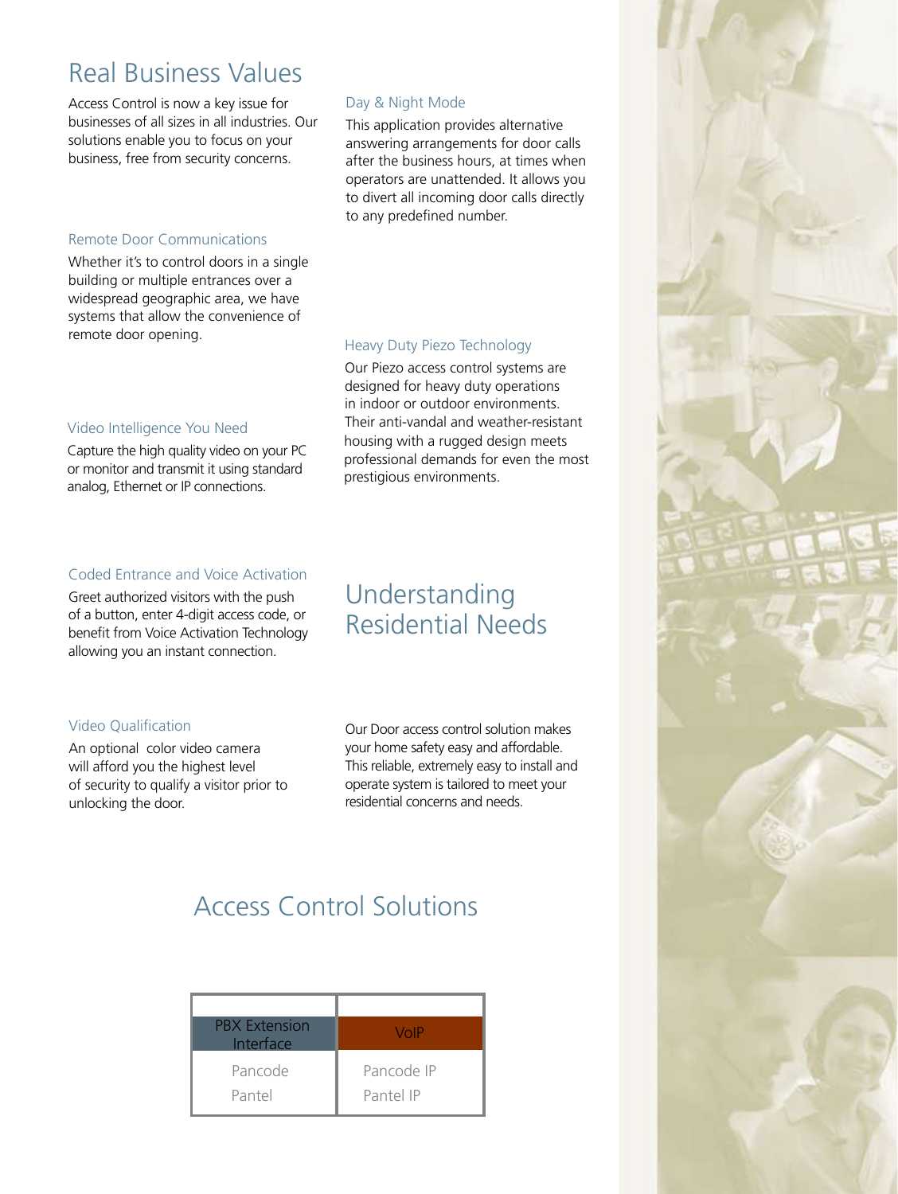## Real Business Values

Access Control is now a key issue for businesses of all sizes in all industries. Our solutions enable you to focus on your business, free from security concerns.

### Remote Door Communications

Whether it's to control doors in a single building or multiple entrances over a widespread geographic area, we have systems that allow the convenience of remote door opening.

### Video Intelligence You Need

Capture the high quality video on your PC or monitor and transmit it using standard analog, Ethernet or IP connections.

### Coded Entrance and Voice Activation

Greet authorized visitors with the push of a button, enter 4-digit access code, or benefit from Voice Activation Technology allowing you an instant connection.

### Video Qualification

An optional color video camera will afford you the highest level of security to qualify a visitor prior to unlocking the door.

### Day & Night Mode

This application provides alternative answering arrangements for door calls after the business hours, at times when operators are unattended. It allows you to divert all incoming door calls directly to any predefined number.

### Heavy Duty Piezo Technology

Our Piezo access control systems are designed for heavy duty operations in indoor or outdoor environments. Their anti-vandal and weather-resistant housing with a rugged design meets professional demands for even the most prestigious environments.

## Understanding Residential Needs

Our Door access control solution makes your home safety easy and affordable. This reliable, extremely easy to install and operate system is tailored to meet your residential concerns and needs.

## Access Control Solutions

| PBX Extension Interface | VoIP |
|---|---|
| Pancode | Pancode IP |
| Pantel | Pantel IP |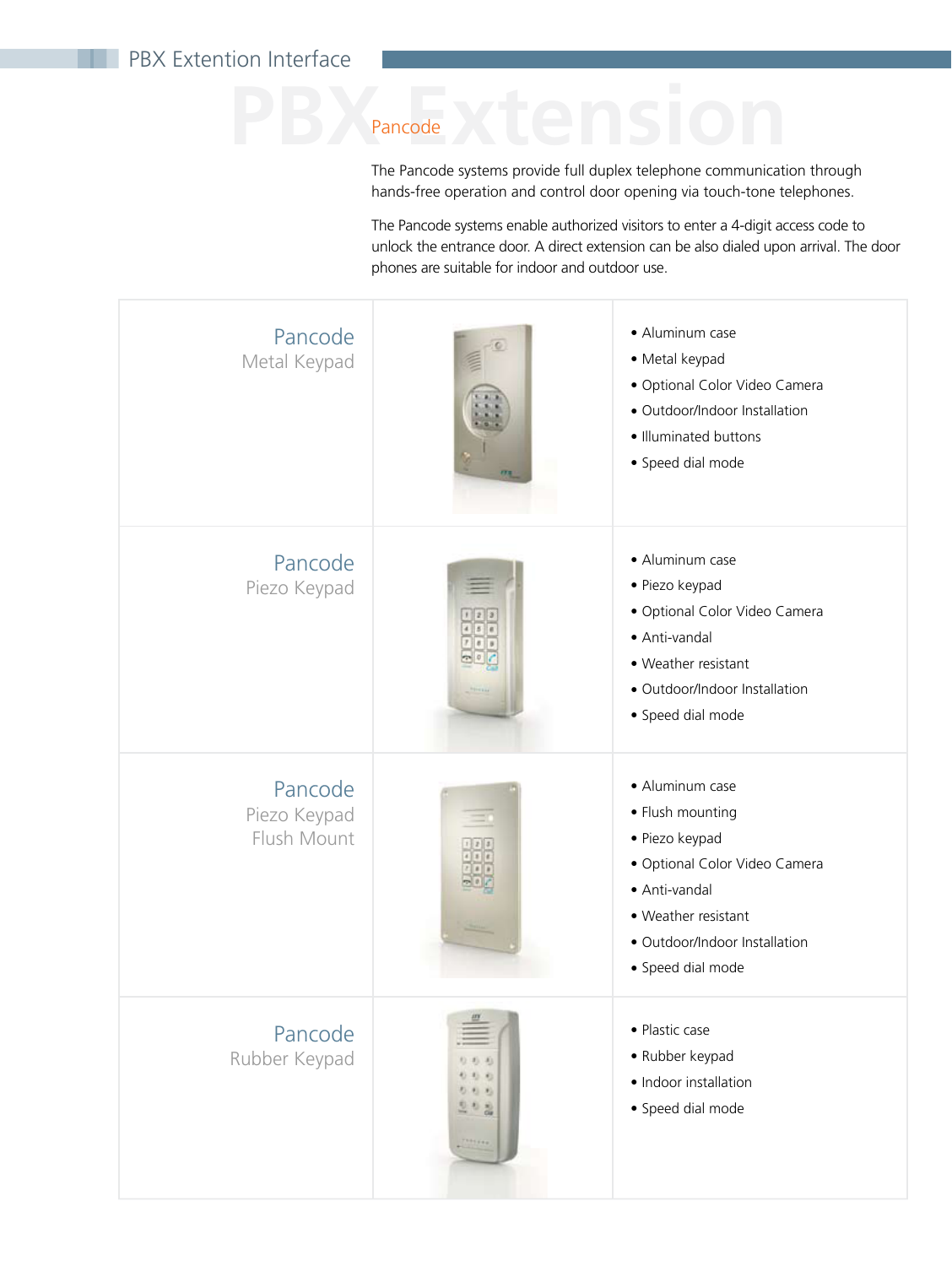# PBX Extention Interface

## Pancode

The Pancode systems provide full duplex telephone communication through hands-free operation and control door opening via touch-tone telephones.

The Pancode systems enable authorized visitors to enter a 4-digit access code to unlock the entrance door. A direct extension can be also dialed upon arrival. The door phones are suitable for indoor and outdoor use.

| | |
|---|---|
| **Pancode** Metal Keypad | • Aluminum case<br>• Metal keypad<br>• Optional Color Video Camera<br>• Outdoor/Indoor Installation<br>• Illuminated buttons<br>• Speed dial mode |
| **Pancode** Piezo Keypad | • Aluminum case<br>• Piezo keypad<br>• Optional Color Video Camera<br>• Anti-vandal<br>• Weather resistant<br>• Outdoor/Indoor Installation<br>• Speed dial mode |
| **Pancode** Piezo Keypad Flush Mount | • Aluminum case<br>• Flush mounting<br>• Piezo keypad<br>• Optional Color Video Camera<br>• Anti-vandal<br>• Weather resistant<br>• Outdoor/Indoor Installation<br>• Speed dial mode |
| **Pancode** Rubber Keypad | • Plastic case<br>• Rubber keypad<br>• Indoor installation<br>• Speed dial mode |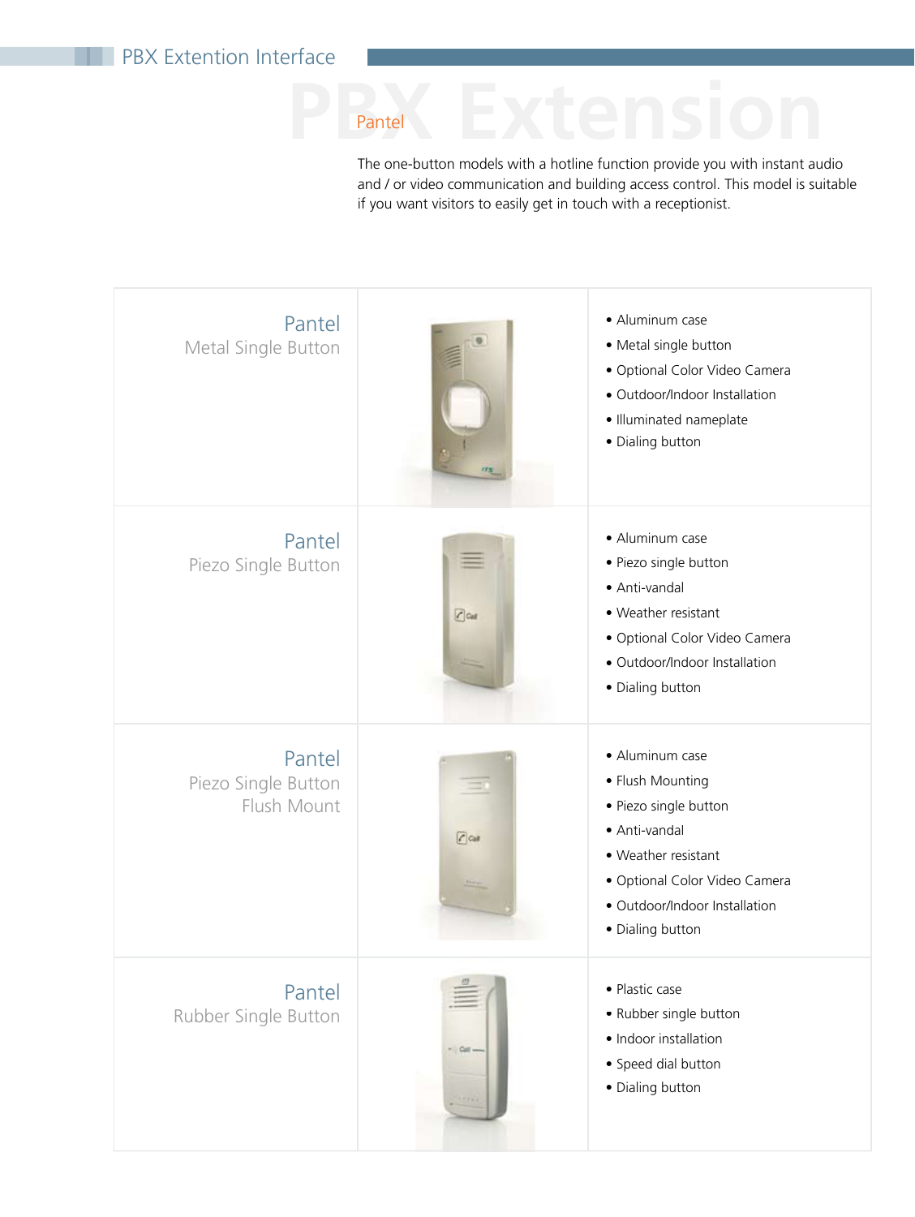## PBX Extention Interface

# PBX Extension

### Pantel

The one-button models with a hotline function provide you with instant audio and / or video communication and building access control. This model is suitable if you want visitors to easily get in touch with a receptionist.

| | |
|---|---|
| **Pantel** Metal Single Button | • Aluminum case<br>• Metal single button<br>• Optional Color Video Camera<br>• Outdoor/Indoor Installation<br>• Illuminated nameplate<br>• Dialing button |
| **Pantel** Piezo Single Button | • Aluminum case<br>• Piezo single button<br>• Anti-vandal<br>• Weather resistant<br>• Optional Color Video Camera<br>• Outdoor/Indoor Installation<br>• Dialing button |
| **Pantel** Piezo Single Button Flush Mount | • Aluminum case<br>• Flush Mounting<br>• Piezo single button<br>• Anti-vandal<br>• Weather resistant<br>• Optional Color Video Camera<br>• Outdoor/Indoor Installation<br>• Dialing button |
| **Pantel** Rubber Single Button | • Plastic case<br>• Rubber single button<br>• Indoor installation<br>• Speed dial button<br>• Dialing button |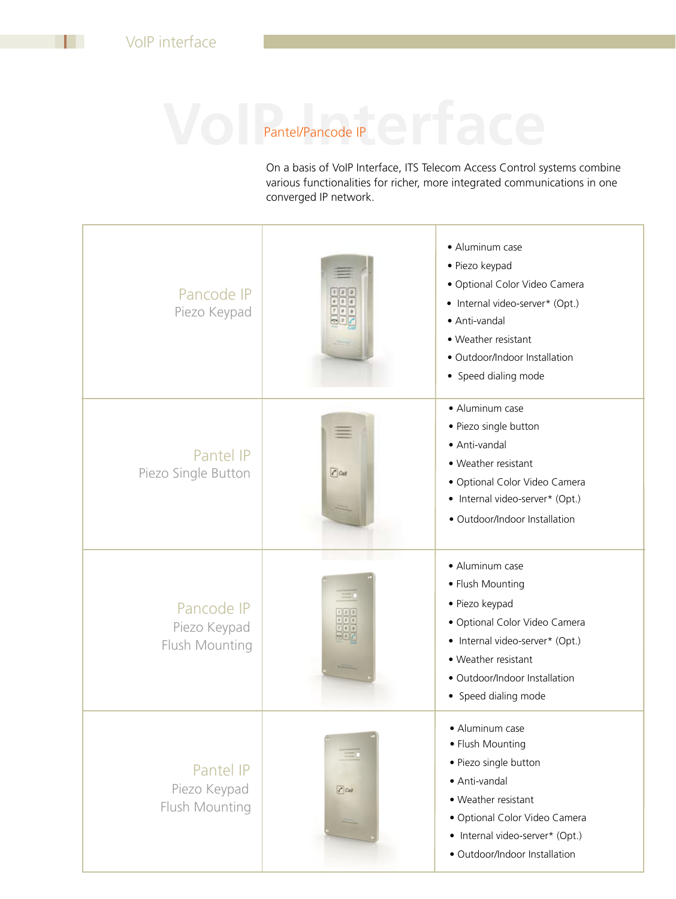# VoIP Interface

## Pantel/Pancode IP

On a basis of VoIP Interface, ITS Telecom Access Control systems combine various functionalities for richer, more integrated communications in one converged IP network.

| | |
|---|---|
| **Pancode IP**<br>Piezo Keypad | • Aluminum case<br>• Piezo keypad<br>• Optional Color Video Camera<br>• Internal video-server* (Opt.)<br>• Anti-vandal<br>• Weather resistant<br>• Outdoor/Indoor Installation<br>• Speed dialing mode |
| **Pantel IP**<br>Piezo Single Button | • Aluminum case<br>• Piezo single button<br>• Anti-vandal<br>• Weather resistant<br>• Optional Color Video Camera<br>• Internal video-server* (Opt.)<br>• Outdoor/Indoor Installation |
| **Pancode IP**<br>Piezo Keypad<br>Flush Mounting | • Aluminum case<br>• Flush Mounting<br>• Piezo keypad<br>• Optional Color Video Camera<br>• Internal video-server* (Opt.)<br>• Weather resistant<br>• Outdoor/Indoor Installation<br>• Speed dialing mode |
| **Pantel IP**<br>Piezo Keypad<br>Flush Mounting | • Aluminum case<br>• Flush Mounting<br>• Piezo single button<br>• Anti-vandal<br>• Weather resistant<br>• Optional Color Video Camera<br>• Internal video-server* (Opt.)<br>• Outdoor/Indoor Installation |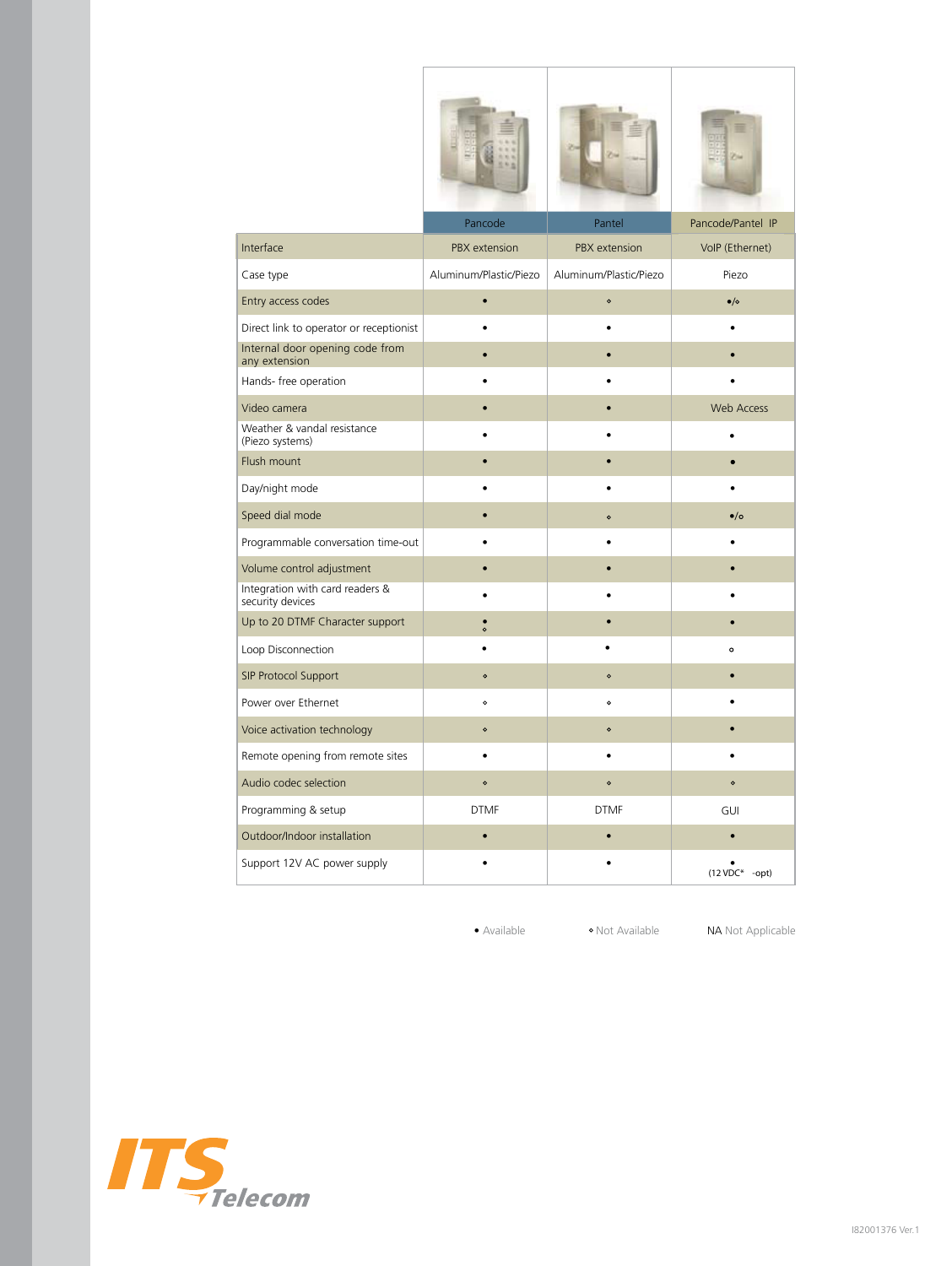| | Pancode | Pantel | Pancode/Pantel IP |
|---|---|---|---|
| Interface | PBX extension | PBX extension | VoIP (Ethernet) |
| Case type | Aluminum/Plastic/Piezo | Aluminum/Plastic/Piezo | Piezo |
| Entry access codes | • | ◦ | •/◦ |
| Direct link to operator or receptionist | • | • | • |
| Internal door opening code from any extension | • | • | • |
| Hands- free operation | • | • | • |
| Video camera | • | • | Web Access |
| Weather & vandal resistance (Piezo systems) | • | • | • |
| Flush mount | • | • | • |
| Day/night mode | • | • | • |
| Speed dial mode | • | ◦ | •/◦ |
| Programmable conversation time-out | • | • | • |
| Volume control adjustment | • | • | • |
| Integration with card readers & security devices | • | • | • |
| Up to 20 DTMF Character support | • ◦ | • | • |
| Loop Disconnection | • | • | ◦ |
| SIP Protocol Support | ◦ | ◦ | • |
| Power over Ethernet | ◦ | ◦ | • |
| Voice activation technology | ◦ | ◦ | • |
| Remote opening from remote sites | • | • | • |
| Audio codec selection | ◦ | ◦ | ◦ |
| Programming & setup | DTMF | DTMF | GUI |
| Outdoor/Indoor installation | • | • | • |
| Support 12V AC power supply | • | • | • (12 VDC* -opt) |

• Available ◦ Not Available NA Not Applicable

ITS Telecom

I82001376 Ver.1